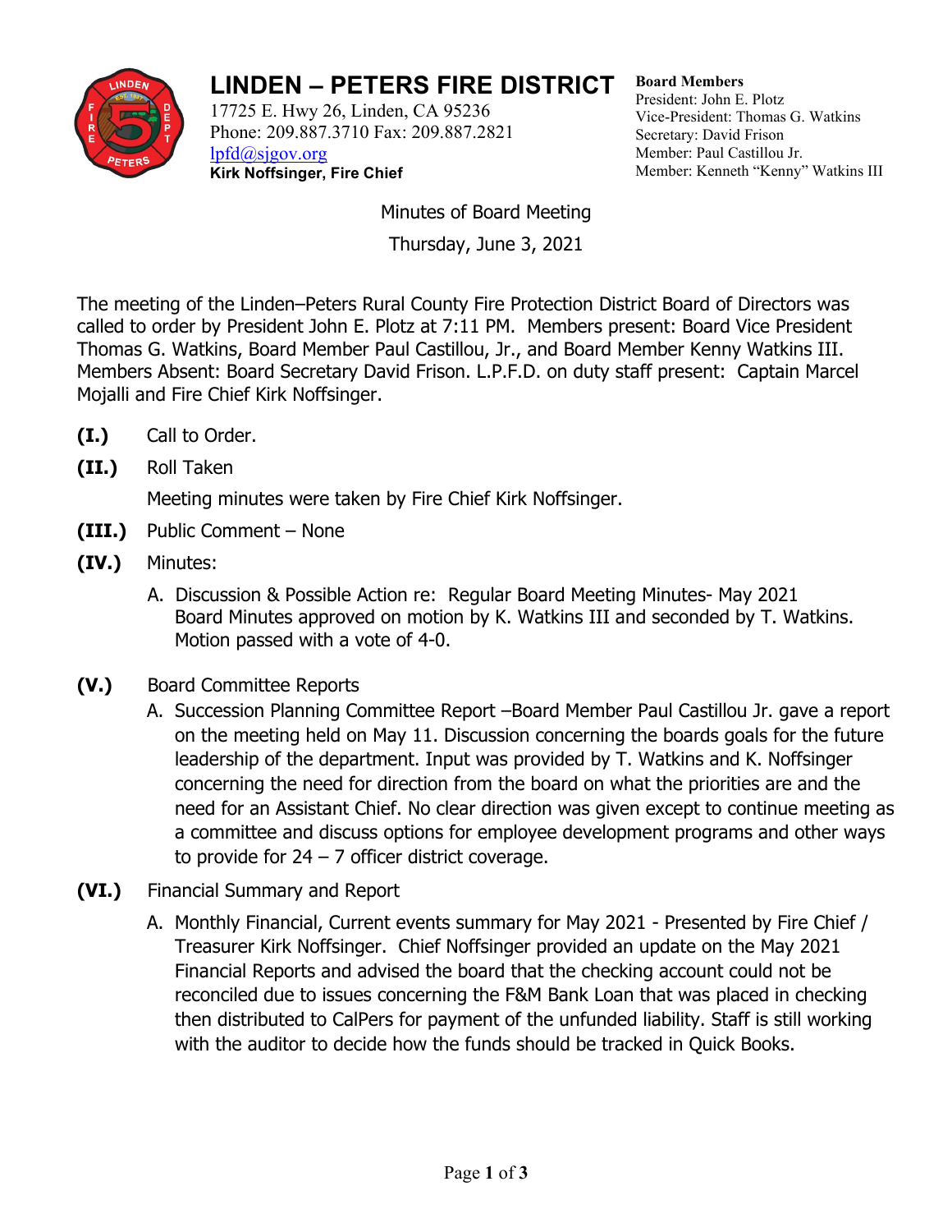# LINDEN – PETERS FIRE DISTRICT

17725 E. Hwy 26, Linden, CA 95236
Phone: 209.887.3710 Fax: 209.887.2821
lpfd@sjgov.org
**Kirk Noffsinger, Fire Chief**

**Board Members**
President: John E. Plotz
Vice-President: Thomas G. Watkins
Secretary: David Frison
Member: Paul Castillou Jr.
Member: Kenneth "Kenny" Watkins III

Minutes of Board Meeting

Thursday, June 3, 2021

The meeting of the Linden–Peters Rural County Fire Protection District Board of Directors was called to order by President John E. Plotz at 7:11 PM. Members present: Board Vice President Thomas G. Watkins, Board Member Paul Castillou, Jr., and Board Member Kenny Watkins III. Members Absent: Board Secretary David Frison. L.P.F.D. on duty staff present: Captain Marcel Mojalli and Fire Chief Kirk Noffsinger.

**(I.)** Call to Order.

**(II.)** Roll Taken

Meeting minutes were taken by Fire Chief Kirk Noffsinger.

**(III.)** Public Comment – None

**(IV.)** Minutes:

A. Discussion & Possible Action re: Regular Board Meeting Minutes- May 2021
Board Minutes approved on motion by K. Watkins III and seconded by T. Watkins. Motion passed with a vote of 4-0.

**(V.)** Board Committee Reports

A. Succession Planning Committee Report –Board Member Paul Castillou Jr. gave a report on the meeting held on May 11. Discussion concerning the boards goals for the future leadership of the department. Input was provided by T. Watkins and K. Noffsinger concerning the need for direction from the board on what the priorities are and the need for an Assistant Chief. No clear direction was given except to continue meeting as a committee and discuss options for employee development programs and other ways to provide for 24 – 7 officer district coverage.

**(VI.)** Financial Summary and Report

A. Monthly Financial, Current events summary for May 2021 - Presented by Fire Chief / Treasurer Kirk Noffsinger. Chief Noffsinger provided an update on the May 2021 Financial Reports and advised the board that the checking account could not be reconciled due to issues concerning the F&M Bank Loan that was placed in checking then distributed to CalPers for payment of the unfunded liability. Staff is still working with the auditor to decide how the funds should be tracked in Quick Books.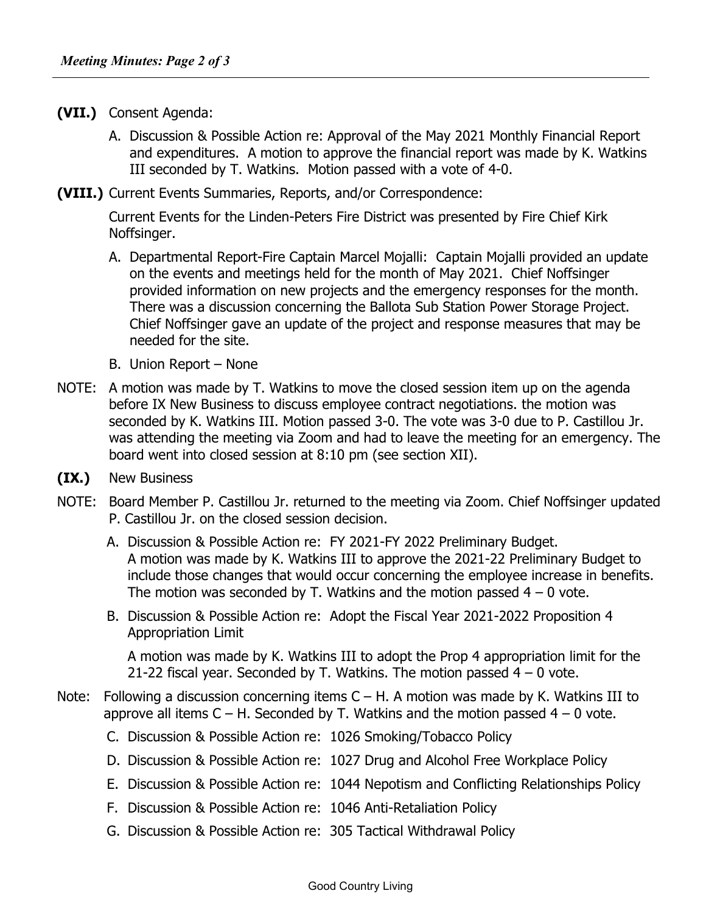**(VII.)** Consent Agenda:

A. Discussion & Possible Action re: Approval of the May 2021 Monthly Financial Report and expenditures. A motion to approve the financial report was made by K. Watkins III seconded by T. Watkins. Motion passed with a vote of 4-0.

**(VIII.)** Current Events Summaries, Reports, and/or Correspondence:

Current Events for the Linden-Peters Fire District was presented by Fire Chief Kirk Noffsinger.

A. Departmental Report-Fire Captain Marcel Mojalli: Captain Mojalli provided an update on the events and meetings held for the month of May 2021. Chief Noffsinger provided information on new projects and the emergency responses for the month. There was a discussion concerning the Ballota Sub Station Power Storage Project. Chief Noffsinger gave an update of the project and response measures that may be needed for the site.

B. Union Report – None

NOTE: A motion was made by T. Watkins to move the closed session item up on the agenda before IX New Business to discuss employee contract negotiations. the motion was seconded by K. Watkins III. Motion passed 3-0. The vote was 3-0 due to P. Castillou Jr. was attending the meeting via Zoom and had to leave the meeting for an emergency. The board went into closed session at 8:10 pm (see section XII).

**(IX.)** New Business

NOTE: Board Member P. Castillou Jr. returned to the meeting via Zoom. Chief Noffsinger updated P. Castillou Jr. on the closed session decision.

A. Discussion & Possible Action re: FY 2021-FY 2022 Preliminary Budget. A motion was made by K. Watkins III to approve the 2021-22 Preliminary Budget to include those changes that would occur concerning the employee increase in benefits. The motion was seconded by T. Watkins and the motion passed 4 – 0 vote.

B. Discussion & Possible Action re: Adopt the Fiscal Year 2021-2022 Proposition 4 Appropriation Limit

A motion was made by K. Watkins III to adopt the Prop 4 appropriation limit for the 21-22 fiscal year. Seconded by T. Watkins. The motion passed 4 – 0 vote.

Note: Following a discussion concerning items C – H. A motion was made by K. Watkins III to approve all items C – H. Seconded by T. Watkins and the motion passed 4 – 0 vote.

C. Discussion & Possible Action re: 1026 Smoking/Tobacco Policy

D. Discussion & Possible Action re: 1027 Drug and Alcohol Free Workplace Policy

E. Discussion & Possible Action re: 1044 Nepotism and Conflicting Relationships Policy

F. Discussion & Possible Action re: 1046 Anti-Retaliation Policy

G. Discussion & Possible Action re: 305 Tactical Withdrawal Policy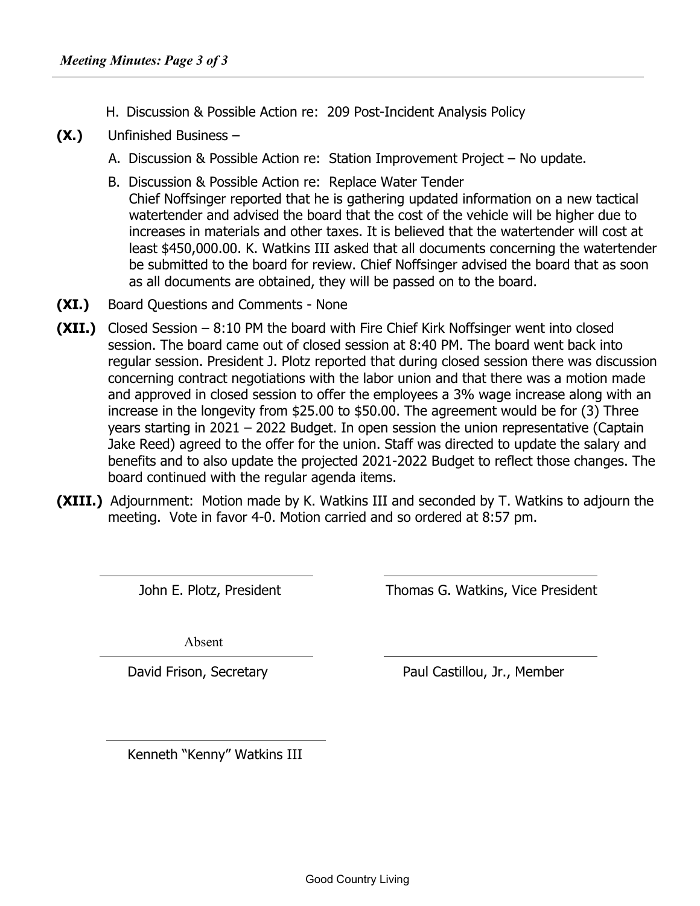H. Discussion & Possible Action re: 209 Post-Incident Analysis Policy

**(X.)** Unfinished Business –

A. Discussion & Possible Action re: Station Improvement Project – No update.

B. Discussion & Possible Action re: Replace Water Tender
Chief Noffsinger reported that he is gathering updated information on a new tactical watertender and advised the board that the cost of the vehicle will be higher due to increases in materials and other taxes. It is believed that the watertender will cost at least $450,000.00. K. Watkins III asked that all documents concerning the watertender be submitted to the board for review. Chief Noffsinger advised the board that as soon as all documents are obtained, they will be passed on to the board.

**(XI.)** Board Questions and Comments - None

**(XII.)** Closed Session – 8:10 PM the board with Fire Chief Kirk Noffsinger went into closed session. The board came out of closed session at 8:40 PM. The board went back into regular session. President J. Plotz reported that during closed session there was discussion concerning contract negotiations with the labor union and that there was a motion made and approved in closed session to offer the employees a 3% wage increase along with an increase in the longevity from $25.00 to $50.00. The agreement would be for (3) Three years starting in 2021 – 2022 Budget. In open session the union representative (Captain Jake Reed) agreed to the offer for the union. Staff was directed to update the salary and benefits and to also update the projected 2021-2022 Budget to reflect those changes. The board continued with the regular agenda items.

**(XIII.)** Adjournment: Motion made by K. Watkins III and seconded by T. Watkins to adjourn the meeting. Vote in favor 4-0. Motion carried and so ordered at 8:57 pm.

John E. Plotz, President

Thomas G. Watkins, Vice President

Absent

David Frison, Secretary

Paul Castillou, Jr., Member

Kenneth "Kenny" Watkins III

Good Country Living